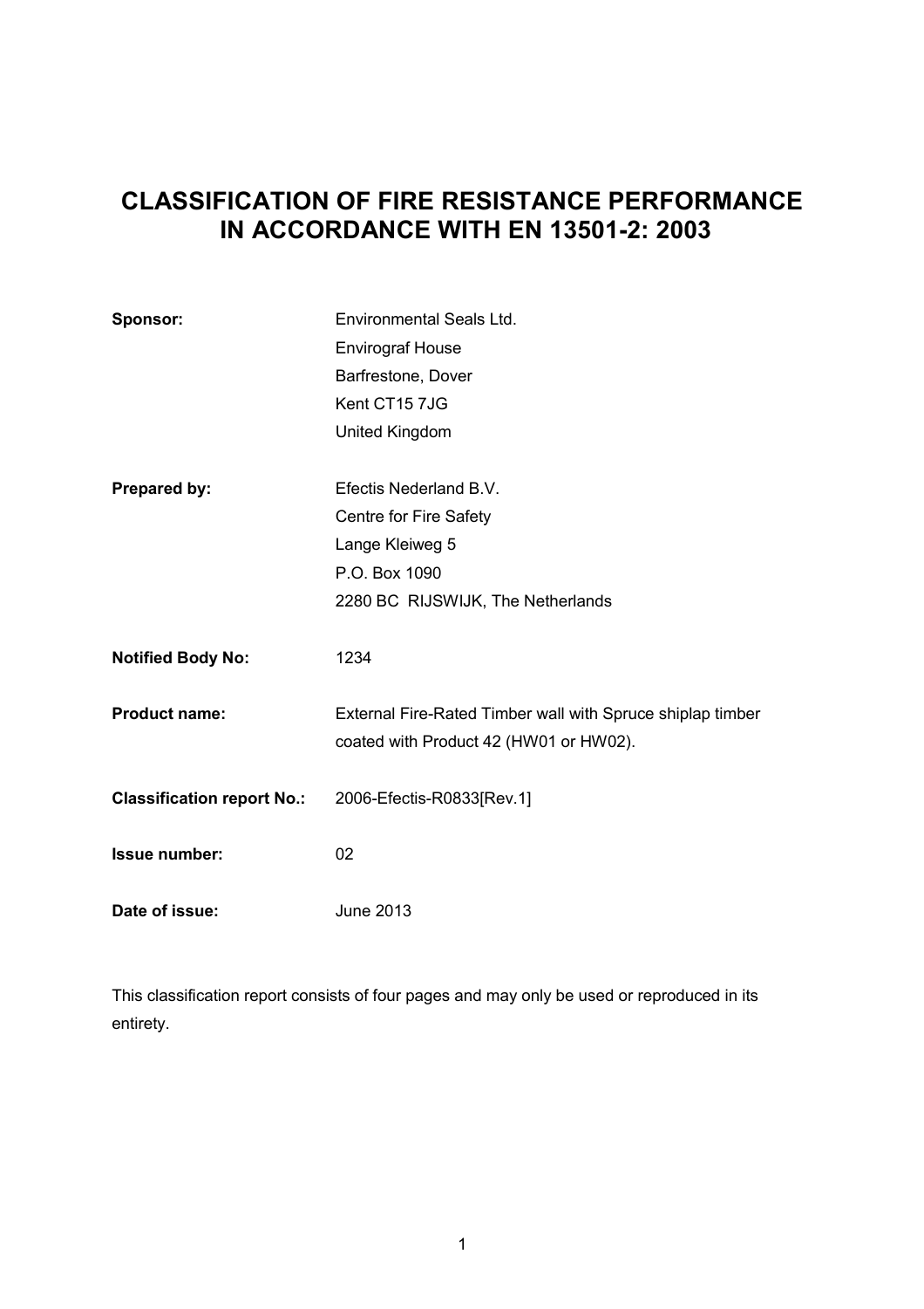# CLASSIFICATION OF FIRE RESISTANCE PERFORMANCE IN ACCORDANCE WITH EN 13501-2: 2003

| | |
|---|---|
| **Sponsor:** | Environmental Seals Ltd.<br>Envirograf House<br>Barfrestone, Dover<br>Kent CT15 7JG<br>United Kingdom |
| **Prepared by:** | Efectis Nederland B.V.<br>Centre for Fire Safety<br>Lange Kleiweg 5<br>P.O. Box 1090<br>2280 BC RIJSWIJK, The Netherlands |
| **Notified Body No:** | 1234 |
| **Product name:** | External Fire-Rated Timber wall with Spruce shiplap timber coated with Product 42 (HW01 or HW02). |
| **Classification report No.:** | 2006-Efectis-R0833[Rev.1] |
| **Issue number:** | 02 |
| **Date of issue:** | June 2013 |

This classification report consists of four pages and may only be used or reproduced in its entirety.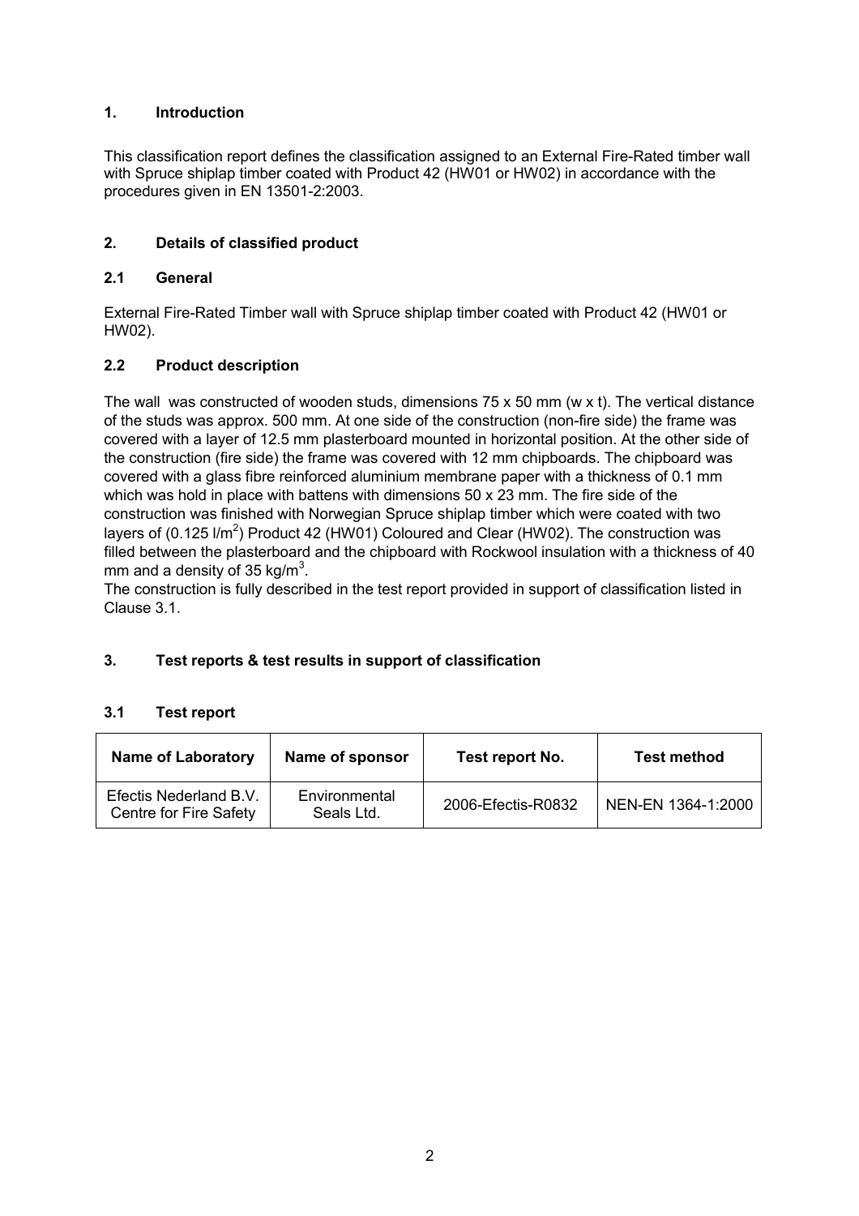## 1. Introduction

This classification report defines the classification assigned to an External Fire-Rated timber wall with Spruce shiplap timber coated with Product 42 (HW01 or HW02) in accordance with the procedures given in EN 13501-2:2003.

## 2. Details of classified product

### 2.1 General

External Fire-Rated Timber wall with Spruce shiplap timber coated with Product 42 (HW01 or HW02).

### 2.2 Product description

The wall was constructed of wooden studs, dimensions 75 x 50 mm (w x t). The vertical distance of the studs was approx. 500 mm. At one side of the construction (non-fire side) the frame was covered with a layer of 12.5 mm plasterboard mounted in horizontal position. At the other side of the construction (fire side) the frame was covered with 12 mm chipboards. The chipboard was covered with a glass fibre reinforced aluminium membrane paper with a thickness of 0.1 mm which was hold in place with battens with dimensions 50 x 23 mm. The fire side of the construction was finished with Norwegian Spruce shiplap timber which were coated with two layers of (0.125 l/m$^2$) Product 42 (HW01) Coloured and Clear (HW02). The construction was filled between the plasterboard and the chipboard with Rockwool insulation with a thickness of 40 mm and a density of 35 kg/m$^3$.
The construction is fully described in the test report provided in support of classification listed in Clause 3.1.

## 3. Test reports & test results in support of classification

### 3.1 Test report

| Name of Laboratory | Name of sponsor | Test report No. | Test method |
|---|---|---|---|
| Efectis Nederland B.V. Centre for Fire Safety | Environmental Seals Ltd. | 2006-Efectis-R0832 | NEN-EN 1364-1:2000 |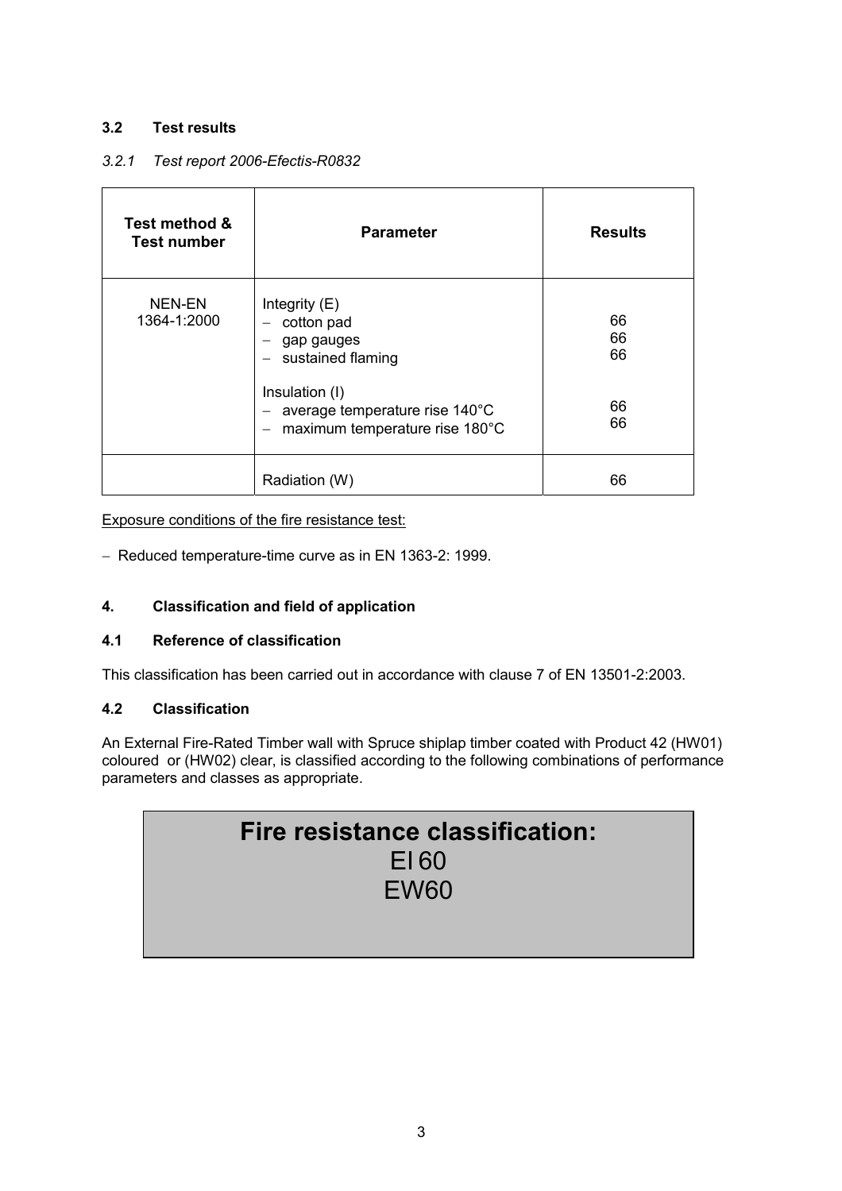### 3.2 Test results

*3.2.1 Test report 2006-Efectis-R0832*

| Test method & Test number | Parameter | Results |
|---|---|---|
| NEN-EN 1364-1:2000 | Integrity (E)<br>– cotton pad<br>– gap gauges<br>– sustained flaming<br><br>Insulation (I)<br>– average temperature rise 140°C<br>– maximum temperature rise 180°C | <br>66<br>66<br>66<br><br><br>66<br>66 |
| | Radiation (W) | 66 |

Exposure conditions of the fire resistance test:

- Reduced temperature-time curve as in EN 1363-2: 1999.

## 4. Classification and field of application

### 4.1 Reference of classification

This classification has been carried out in accordance with clause 7 of EN 13501-2:2003.

### 4.2 Classification

An External Fire-Rated Timber wall with Spruce shiplap timber coated with Product 42 (HW01) coloured or (HW02) clear, is classified according to the following combinations of performance parameters and classes as appropriate.

**Fire resistance classification:**
EI 60
EW60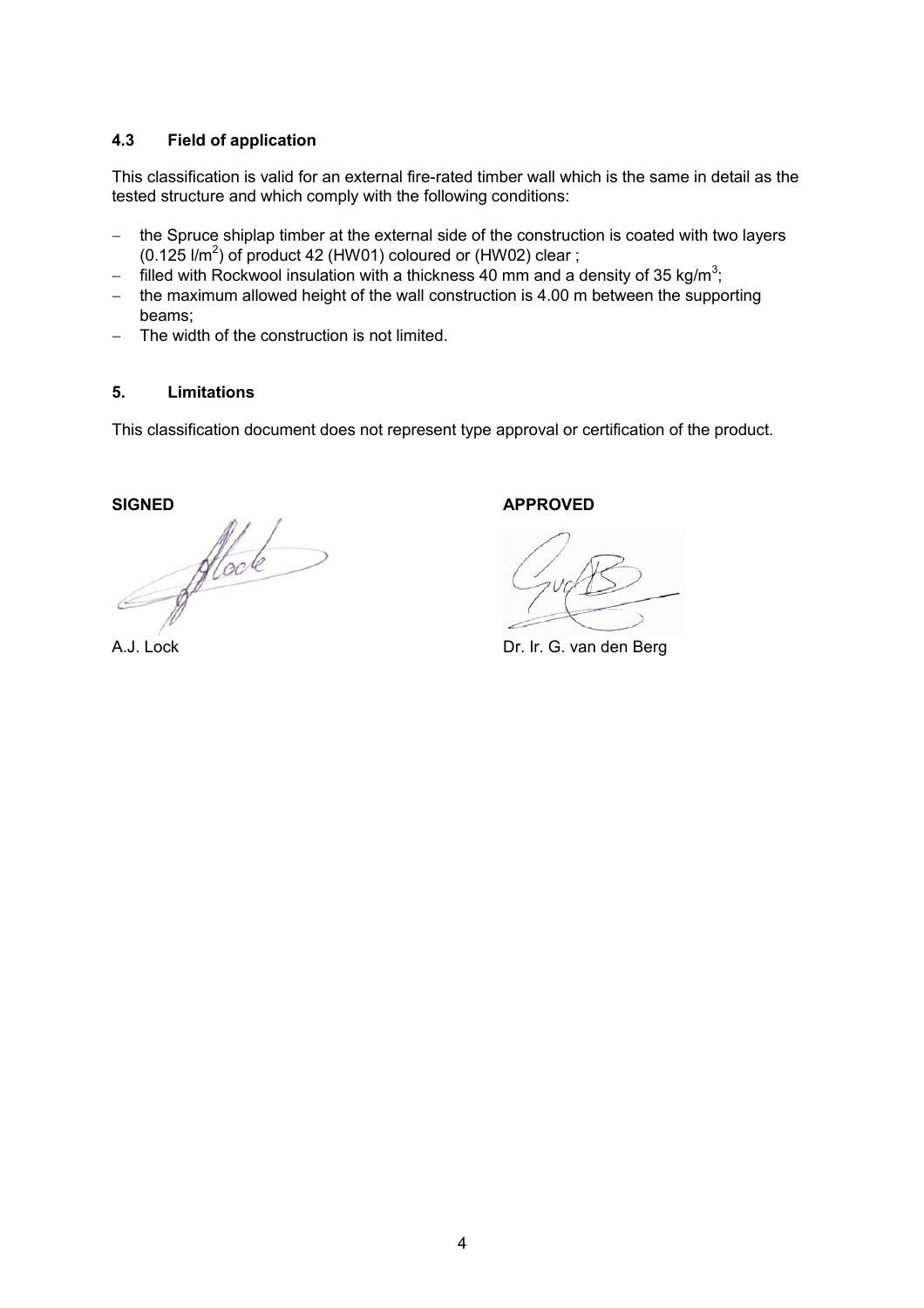### 4.3 Field of application

This classification is valid for an external fire-rated timber wall which is the same in detail as the tested structure and which comply with the following conditions:

- the Spruce shiplap timber at the external side of the construction is coated with two layers ($0.125\ l/m^2$) of product 42 (HW01) coloured or (HW02) clear ;
- filled with Rockwool insulation with a thickness 40 mm and a density of 35 $kg/m^3$;
- the maximum allowed height of the wall construction is 4.00 m between the supporting beams;
- The width of the construction is not limited.

### 5. Limitations

This classification document does not represent type approval or certification of the product.

**SIGNED**

A.J. Lock

**APPROVED**

Dr. Ir. G. van den Berg